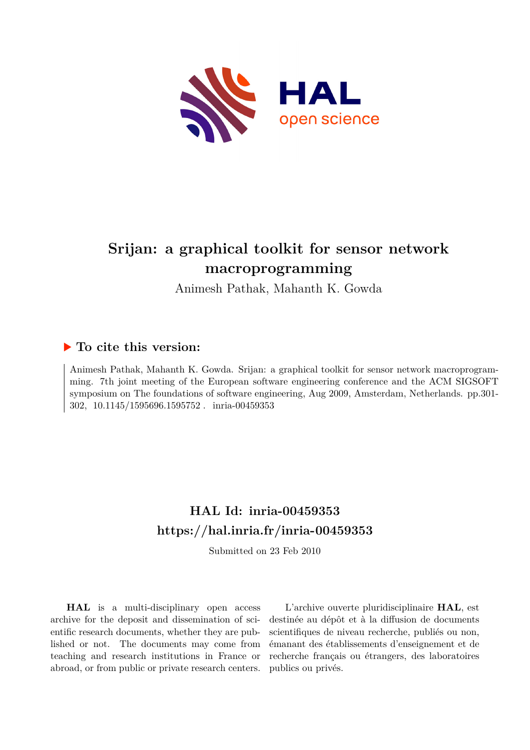# Srijan: a graphical toolkit for sensor network macroprogramming

Animesh Pathak, Mahanth K. Gowda

## ▶ To cite this version:

Animesh Pathak, Mahanth K. Gowda. Srijan: a graphical toolkit for sensor network macroprogramming. 7th joint meeting of the European software engineering conference and the ACM SIGSOFT symposium on The foundations of software engineering, Aug 2009, Amsterdam, Netherlands. pp.301-302, 10.1145/1595696.1595752. inria-00459353

## HAL Id: inria-00459353
## https://hal.inria.fr/inria-00459353

Submitted on 23 Feb 2010

**HAL** is a multi-disciplinary open access archive for the deposit and dissemination of scientific research documents, whether they are published or not. The documents may come from teaching and research institutions in France or abroad, or from public or private research centers.

L'archive ouverte pluridisciplinaire **HAL**, est destinée au dépôt et à la diffusion de documents scientifiques de niveau recherche, publiés ou non, émanant des établissements d'enseignement et de recherche français ou étrangers, des laboratoires publics ou privés.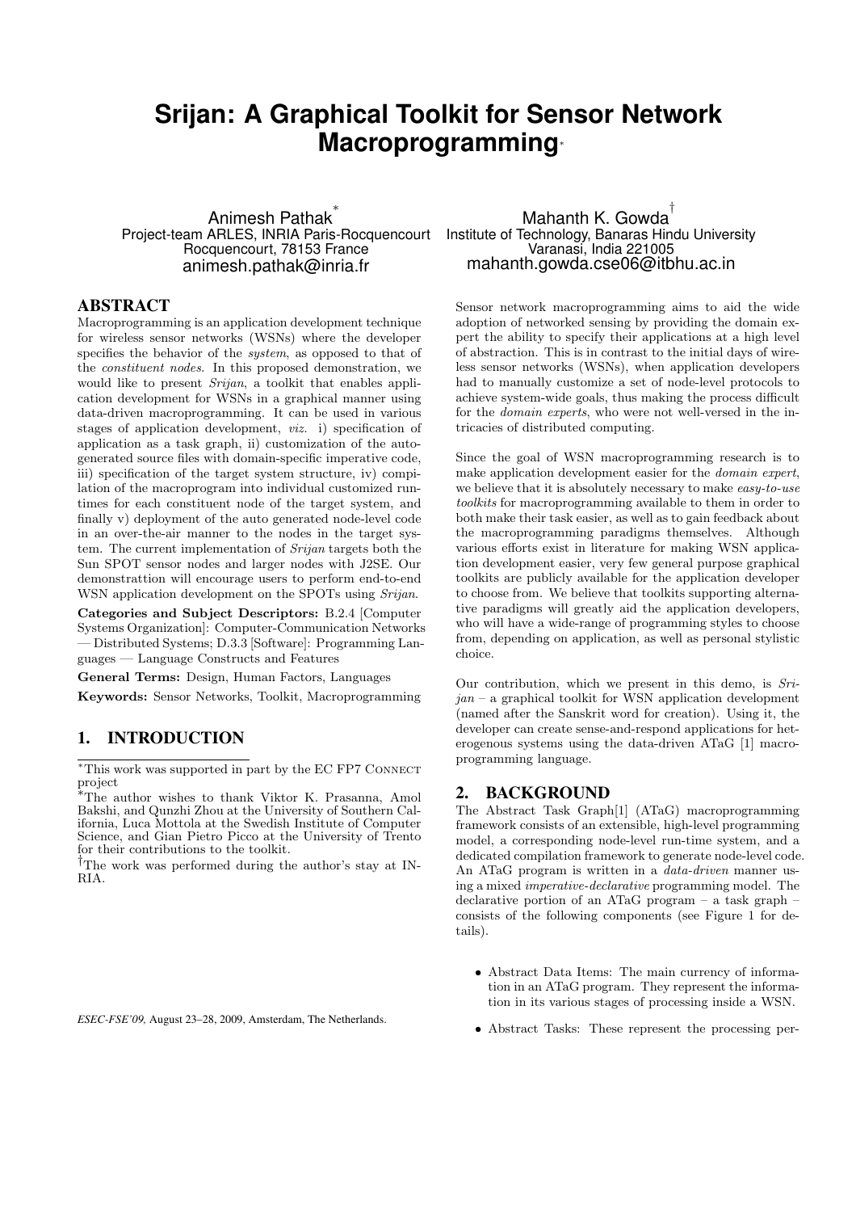# Srijan: A Graphical Toolkit for Sensor Network Macroprogramming*

Animesh Pathak*
Project-team ARLES, INRIA Paris-Rocquencourt
Rocquencourt, 78153 France
animesh.pathak@inria.fr

Mahanth K. Gowda†
Institute of Technology, Banaras Hindu University
Varanasi, India 221005
mahanth.gowda.cse06@itbhu.ac.in

## ABSTRACT

Macroprogramming is an application development technique for wireless sensor networks (WSNs) where the developer specifies the behavior of the *system*, as opposed to that of the *constituent nodes*. In this proposed demonstration, we would like to present *Srijan*, a toolkit that enables application development for WSNs in a graphical manner using data-driven macroprogramming. It can be used in various stages of application development, *viz.* i) specification of application as a task graph, ii) customization of the auto-generated source files with domain-specific imperative code, iii) specification of the target system structure, iv) compilation of the macroprogram into individual customized runtimes for each constituent node of the target system, and finally v) deployment of the auto generated node-level code in an over-the-air manner to the nodes in the target system. The current implementation of *Srijan* targets both the Sun SPOT sensor nodes and larger nodes with J2SE. Our demonstrattion will encourage users to perform end-to-end WSN application development on the SPOTs using *Srijan*.

**Categories and Subject Descriptors:** B.2.4 [Computer Systems Organization]: Computer-Communication Networks — Distributed Systems; D.3.3 [Software]: Programming Languages — Language Constructs and Features

**General Terms:** Design, Human Factors, Languages

**Keywords:** Sensor Networks, Toolkit, Macroprogramming

## 1. INTRODUCTION

Sensor network macroprogramming aims to aid the wide adoption of networked sensing by providing the domain expert the ability to specify their applications at a high level of abstraction. This is in contrast to the initial days of wireless sensor networks (WSNs), when application developers had to manually customize a set of node-level protocols to achieve system-wide goals, thus making the process difficult for the *domain experts*, who were not well-versed in the intricacies of distributed computing.

Since the goal of WSN macroprogramming research is to make application development easier for the *domain expert*, we believe that it is absolutely necessary to make *easy-to-use toolkits* for macroprogramming available to them in order to both make their task easier, as well as to gain feedback about the macroprogramming paradigms themselves. Although various efforts exist in literature for making WSN application development easier, very few general purpose graphical toolkits are publicly available for the application developer to choose from. We believe that toolkits supporting alternative paradigms will greatly aid the application developers, who will have a wide-range of programming styles to choose from, depending on application, as well as personal stylistic choice.

Our contribution, which we present in this demo, is *Srijan* – a graphical toolkit for WSN application development (named after the Sanskrit word for creation). Using it, the developer can create sense-and-respond applications for heterogenous systems using the data-driven ATaG [1] macroprogramming language.

## 2. BACKGROUND

The Abstract Task Graph[1] (ATaG) macroprogramming framework consists of an extensible, high-level programming model, a corresponding node-level run-time system, and a dedicated compilation framework to generate node-level code. An ATaG program is written in a *data-driven* manner using a mixed *imperative-declarative* programming model. The declarative portion of an ATaG program – a task graph – consists of the following components (see Figure 1 for details).

- Abstract Data Items: The main currency of information in an ATaG program. They represent the information in its various stages of processing inside a WSN.
- Abstract Tasks: These represent the processing per-

---

*This work was supported in part by the EC FP7 CONNECT project

*The author wishes to thank Viktor K. Prasanna, Amol Bakshi, and Qunzhi Zhou at the University of Southern California, Luca Mottola at the Swedish Institute of Computer Science, and Gian Pietro Picco at the University of Trento for their contributions to the toolkit.

†The work was performed during the author's stay at INRIA.

*ESEC-FSE'09,* August 23–28, 2009, Amsterdam, The Netherlands.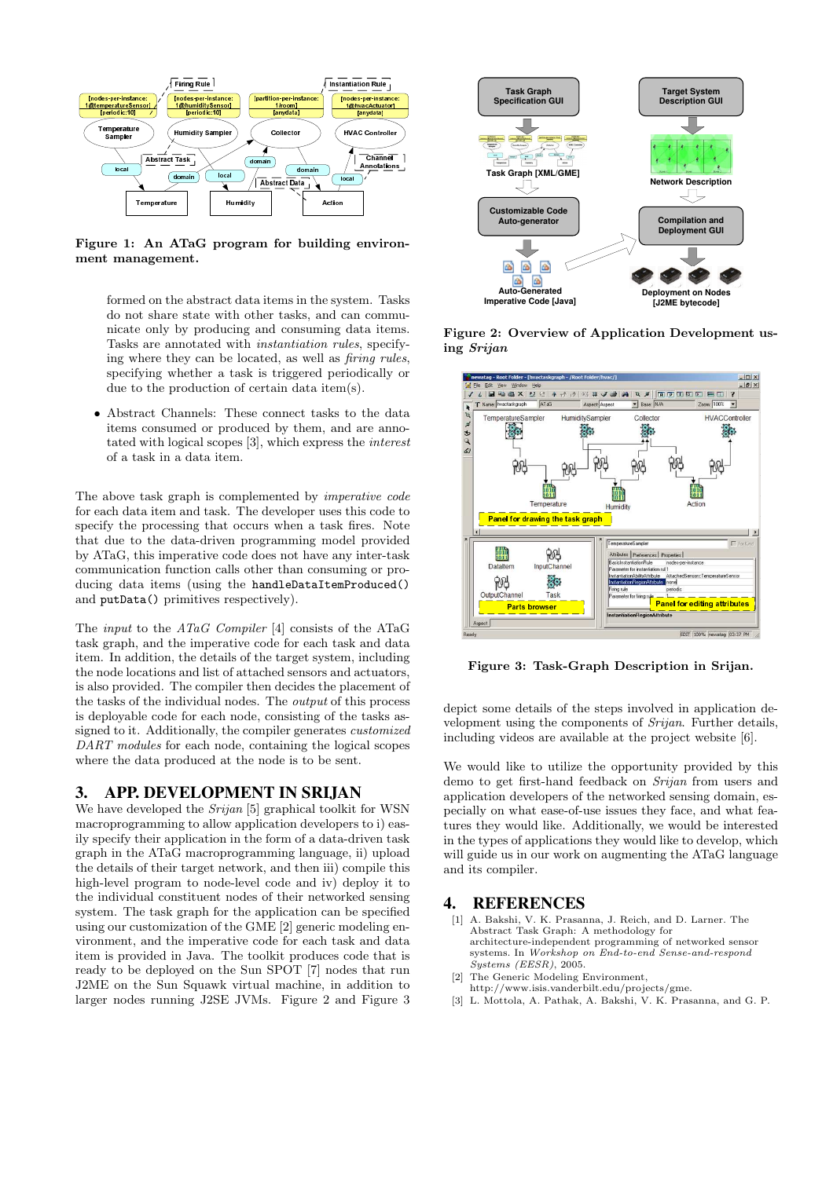Figure 1: An ATaG program for building environment management.

formed on the abstract data items in the system. Tasks do not share state with other tasks, and can communicate only by producing and consuming data items. Tasks are annotated with *instantiation rules*, specifying where they can be located, as well as *firing rules*, specifying whether a task is triggered periodically or due to the production of certain data item(s).

- Abstract Channels: These connect tasks to the data items consumed or produced by them, and are annotated with logical scopes [3], which express the *interest* of a task in a data item.

The above task graph is complemented by *imperative code* for each data item and task. The developer uses this code to specify the processing that occurs when a task fires. Note that due to the data-driven programming model provided by ATaG, this imperative code does not have any inter-task communication function calls other than consuming or producing data items (using the `handleDataItemProduced()` and `putData()` primitives respectively).

The *input* to the *ATaG Compiler* [4] consists of the ATaG task graph, and the imperative code for each task and data item. In addition, the details of the target system, including the node locations and list of attached sensors and actuators, is also provided. The compiler then decides the placement of the tasks of the individual nodes. The *output* of this process is deployable code for each node, consisting of the tasks assigned to it. Additionally, the compiler generates *customized DART modules* for each node, containing the logical scopes where the data produced at the node is to be sent.

## 3. APP. DEVELOPMENT IN SRIJAN

We have developed the *Srijan* [5] graphical toolkit for WSN macroprogramming to allow application developers to i) easily specify their application in the form of a data-driven task graph in the ATaG macroprogramming language, ii) upload the details of their target network, and then iii) compile this high-level program to node-level code and iv) deploy it to the individual constituent nodes of their networked sensing system. The task graph for the application can be specified using our customization of the GME [2] generic modeling environment, and the imperative code for each task and data item is provided in Java. The toolkit produces code that is ready to be deployed on the Sun SPOT [7] nodes that run J2ME on the Sun Squawk virtual machine, in addition to larger nodes running J2SE JVMs. Figure 2 and Figure 3

Figure 2: Overview of Application Development using *Srijan*

Figure 3: Task-Graph Description in Srijan.

depict some details of the steps involved in application development using the components of *Srijan*. Further details, including videos are available at the project website [6].

We would like to utilize the opportunity provided by this demo to get first-hand feedback on *Srijan* from users and application developers of the networked sensing domain, especially on what ease-of-use issues they face, and what features they would like. Additionally, we would be interested in the types of applications they would like to develop, which will guide us in our work on augmenting the ATaG language and its compiler.

## 4. REFERENCES

[1] A. Bakshi, V. K. Prasanna, J. Reich, and D. Larner. The Abstract Task Graph: A methodology for architecture-independent programming of networked sensor systems. In *Workshop on End-to-end Sense-and-respond Systems (EESR)*, 2005.

[2] The Generic Modeling Environment, http://www.isis.vanderbilt.edu/projects/gme.

[3] L. Mottola, A. Pathak, A. Bakshi, V. K. Prasanna, and G. P.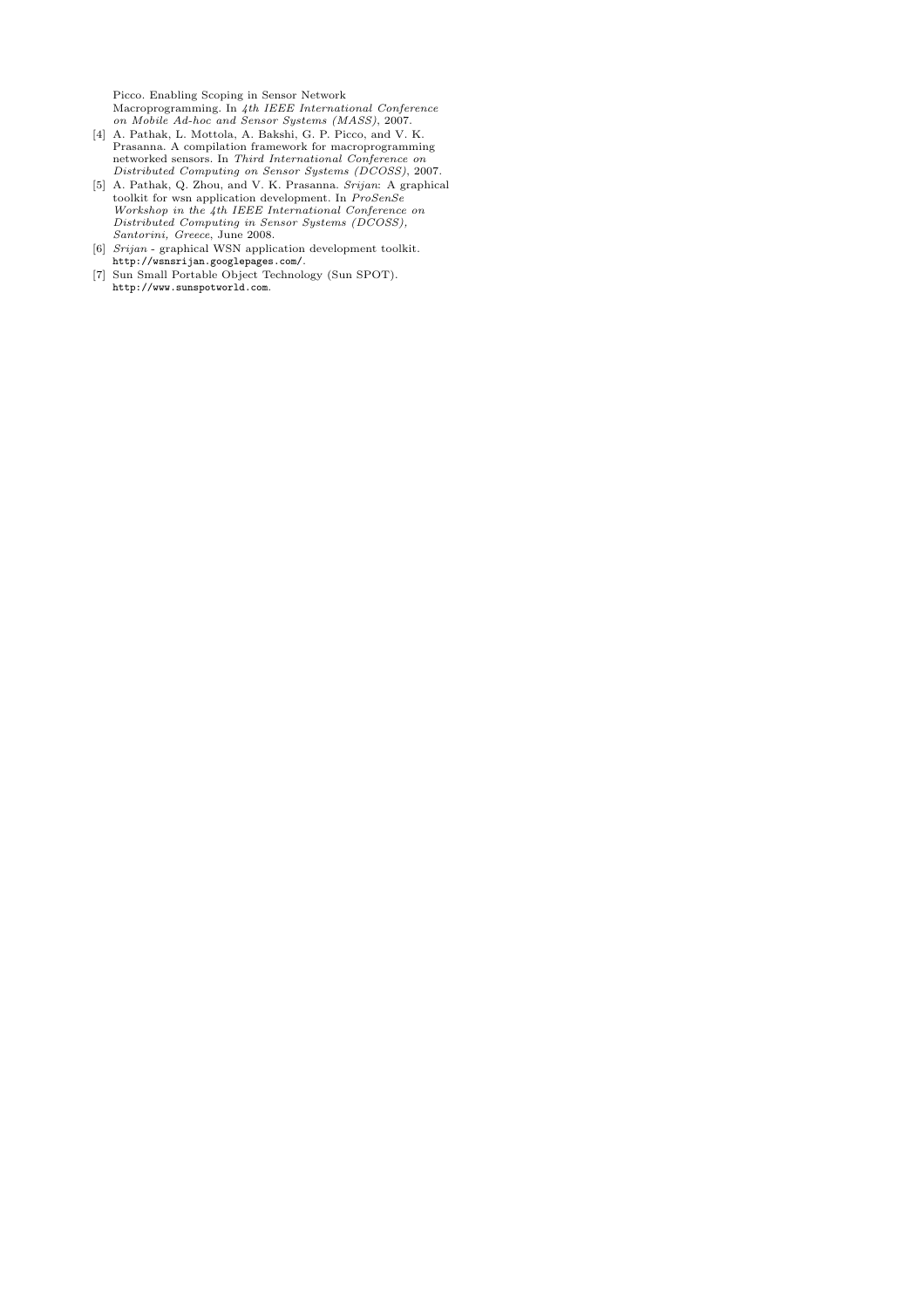Picco. Enabling Scoping in Sensor Network Macroprogramming. In *4th IEEE International Conference on Mobile Ad-hoc and Sensor Systems (MASS)*, 2007.

[4] A. Pathak, L. Mottola, A. Bakshi, G. P. Picco, and V. K. Prasanna. A compilation framework for macroprogramming networked sensors. In *Third International Conference on Distributed Computing on Sensor Systems (DCOSS)*, 2007.

[5] A. Pathak, Q. Zhou, and V. K. Prasanna. *Srijan*: A graphical toolkit for wsn application development. In *ProSenSe Workshop in the 4th IEEE International Conference on Distributed Computing in Sensor Systems (DCOSS), Santorini, Greece*, June 2008.

[6] *Srijan* - graphical WSN application development toolkit. `http://wsnsrijan.googlepages.com/`.

[7] Sun Small Portable Object Technology (Sun SPOT). `http://www.sunspotworld.com`.